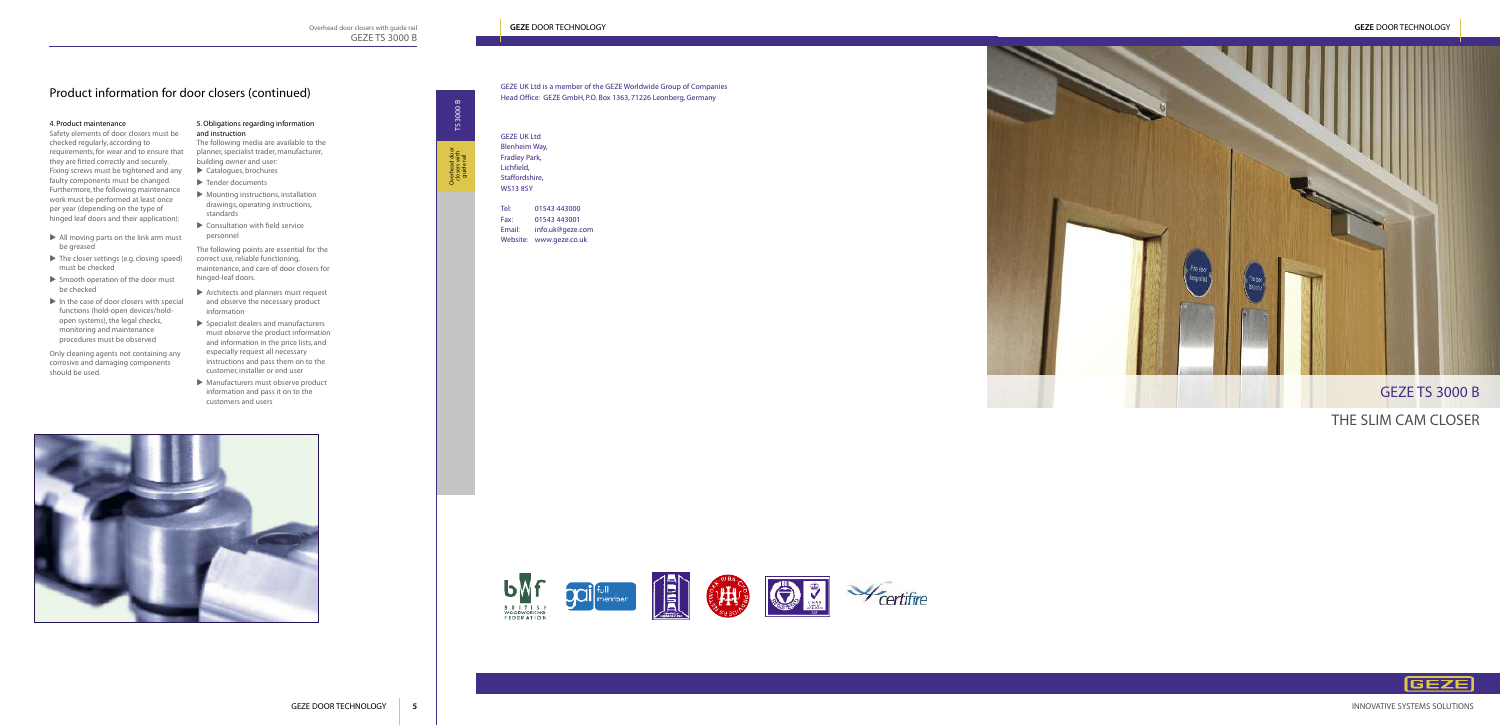## Product information for door closers (continued)

#### 4. Product maintenance

Safety elements of door closers must be checked regularly, according to requirements, for wear and to ensure that they are fitted correctly and securely. Fixing screws must be tightened and any faulty components must be changed. Furthermore, the following maintenance work must be performed at least once per year (depending on the type of hinged leaf doors and their application):

- All moving parts on the link arm must be greased
- The closer settings (e.g. closing speed) must be checked
- Smooth operation of the door must be checked
- In the case of door closers with special functions (hold-open devices/hold-open systems), the legal checks, monitoring and maintenance procedures must be observed

Only cleaning agents not containing any corrosive and damaging components should be used.

#### 5. Obligations regarding information and instruction

The following media are available to the planner, specialist trader, manufacturer, building owner and user:

- Catalogues, brochures
- Tender documents
- Mounting instructions, installation drawings, operating instructions, standards
- Consultation with field service personnel

The following points are essential for the correct use, reliable functioning, maintenance, and care of door closers for hinged-leaf doors.

- Architects and planners must request and observe the necessary product information
- Specialist dealers and manufacturers must observe the product information and information in the price lists, and especially request all necessary instructions and pass them on to the customer, installer or end user
- Manufacturers must observe product information and pass it on to the customers and users

GEZE UK Ltd is a member of the GEZE Worldwide Group of Companies
Head Office: GEZE GmbH, P.O. Box 1363, 71226 Leonberg, Germany

GEZE UK Ltd
Blenheim Way,
Fradley Park,
Lichfield,
Staffordshire,
WS13 8SY

Tel: 01543 443000
Fax: 01543 443001
Email: info.uk@geze.com
Website: www.geze.co.uk

# GEZE TS 3000 B

## THE SLIM CAM CLOSER

INNOVATIVE SYSTEMS SOLUTIONS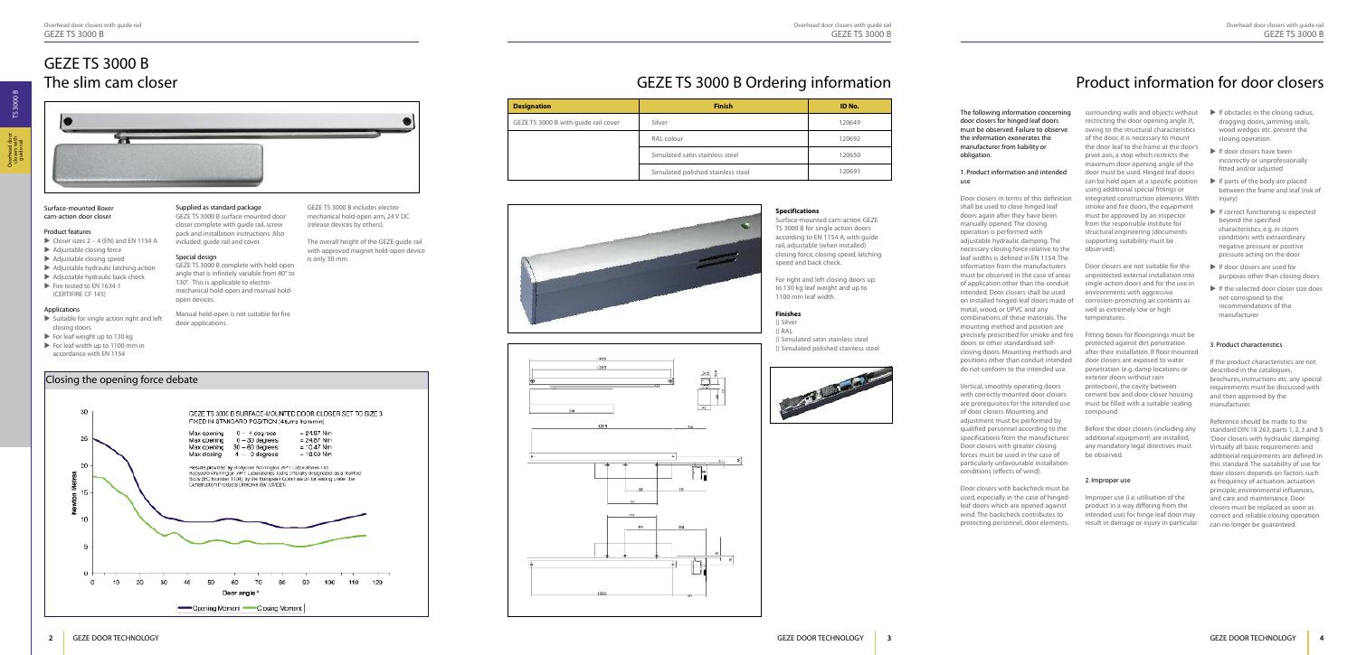# GEZE TS 3000 B
## The slim cam closer

### Surface-mounted Boxer cam-action door closer

#### Product features

- ▶ Closer sizes 2 – 4 (EN) and EN 1154 A
- ▶ Adjustable closing force
- ▶ Adjustable closing speed
- ▶ Adjustable hydraulic latching action
- ▶ Adjustable hydraulic back check
- ▶ Fire tested to EN 1634-1 (CERTIFIRE CF 145)

#### Applications

- ▶ Suitable for single action right and left closing doors
- ▶ For leaf weight up to 130 kg
- ▶ For leaf width up to 1100 mm in accordance with EN 1154

#### Supplied as standard package

GEZE TS 3000 B surface-mounted door closer complete with guide rail, screw pack and installation instructions. Also included: guide rail and cover.

#### Special design

GEZE TS 3000 B complete with hold-open angle that is infinitely variable from 80° to 130°. This is applicable to electro-mechanical hold-open and manual hold-open devices.

Manual hold-open is not suitable for fire door applications.

GEZE TS 3000 B includes electro-mechanical hold-open arm, 24 V DC (release devices by others).

The overall height of the GEZE guide rail with approved magnet hold-open device is only 30 mm.

### Closing the opening force debate

GEZE TS 3000 B SURFACE-MOUNTED DOOR CLOSER SET TO SIZE 3
FIXED IN STANDARD POSITION (4turns from min)

Max opening 0 – 4 degree = 24.87 Nm
Max opening 0 – 30 degrees = 24.87 Nm
Max opening 30 – 60 degrees = 10.47 Nm
Max closing 4 – 0 degrees = 10.09 Nm

Results provided by Bodycote Warrington APT Laboratories Ltd. Bodycote Warrington APT Laboratories is the officially designated as a Notified Body (EC Number 1104) by the European Commission for testing under the Construction Products Directive 89/106/EEC.

Newton Metres
Door angle °
30 25 20 15 10 5 0
0 10 20 30 40 50 60 70 80 90 100 110 120
Opening Moment — Closing Moment

# GEZE TS 3000 B Ordering information

| Designation | Finish | ID No. |
|---|---|---|
| GEZE TS 3000 B with guide rail cover | Silver | 120649 |
| | RAL colour | 120692 |
| | Simulated satin stainless steel | 120650 |
| | Simulated polished stainless steel | 120691 |

#### Specifications

Surface-mounted cam-action GEZE TS 3000 B for single action doors according to EN 1154 A, with guide rail, adjustable (when installed) closing force, closing speed, latching speed and back check.

For right and left closing doors up to 130 kg leaf weight and up to 1100 mm leaf width.

#### Finishes

- Silver
- RAL
- Simulated satin stainless steel
- Simulated polished stainless steel

# Product information for door closers

**The following information concerning door closers for hinged leaf doors must be observed. Failure to observe the information exonerates the manufacturer from liability or obligation.**

#### 1. Product information and intended use

Door closers in terms of this definition shall be used to close hinged leaf doors again after they have been manually opened. The closing operation is performed with adjustable hydraulic damping. The necessary closing force relative to the leaf widths is defined in EN 1154. The information from the manufacturers must be observed in the case of areas of application other than the conduit intended. Door closers shall be used on installed hinged-leaf doors made of metal, wood, or UPVC and any combinations of these materials. The mounting method and position are precisely prescribed for smoke and fire doors or other standardised self-closing doors. Mounting methods and positions other than conduit intended do not conform to the intended use.

Vertical, smoothly operating doors with correctly mounted door closers are prerequisites for the intended use of door closers. Mounting and adjustment must be performed by qualified personnel according to the specifications from the manufacturer. Door closers with greater closing forces must be used in the case of particularly unfavourable installation conditions (effects of wind).

Door closers with backcheck must be used, especially in the case of hinged-leaf doors which are opened against wind. The backcheck contributes to protecting personnel, door elements, surrounding walls and objects without restricting the door opening angle. If, owing to the structural characteristics of the door, it is necessary to mount the door leaf to the frame at the door's pivot axis, a stop which restricts the maximum door opening angle of the door must be used. Hinged leaf doors can be held open at a specific position using additional special fittings or integrated construction elements. With smoke and fire doors, the equipment must be approved by an inspector from the responsible institute for structural engineering (documents supporting suitability must be observed).

Door closers are not suitable for the unprotected external installation into single-action doors and for the use in environments with aggressive corrosion-promoting air contents as well as extremely low or high temperatures.

Fitting boxes for floorsprings must be protected against dirt penetration after their installation. If floor mounted door closers are exposed to water penetration (e.g. damp locations or exterior doors without rain protection), the cavity between cement box and door closer housing must be filled with a suitable sealing compound.

Before the door closers (including any additional equipment) are installed, any mandatory legal directives must be observed.

#### 2. Improper use

Improper use (i.e. utilisation of the product in a way differing from the intended use) for hinge leaf door may result in damage or injury in particular:

- ▶ If obstacles in the closing radius, dragging doors, jamming seals, wood wedges etc. prevent the closing operation
- ▶ If door closers have been incorrectly or unprofessionally fitted and/or adjusted
- ▶ If parts of the body are placed between the frame and leaf (risk of injury)
- ▶ If correct functioning is expected beyond the specified characteristics, e.g. in storm conditions with extraordinary negative pressure or positive pressure acting on the door
- ▶ If door closers are used for purposes other than closing doors
- ▶ If the selected door closer size does not correspond to the recommendations of the manufacturer

#### 3. Product characteristics

If the product characteristics are not described in the catalogues, brochures, instructions etc. any special requirements must be discussed with and then approved by the manufacturer.

Reference should be made to the standard DIN 18 263, parts 1, 2, 3 and 5 'Door closers with hydraulic damping'. Virtually all basic requirements and additional requirements are defined in this standard. The suitability of use for door closers depends on factors such as frequency of actuation, actuation principle, environmental influences, and care and maintenance. Door closers must be replaced as soon as correct and reliable closing operation can no longer be guaranteed.